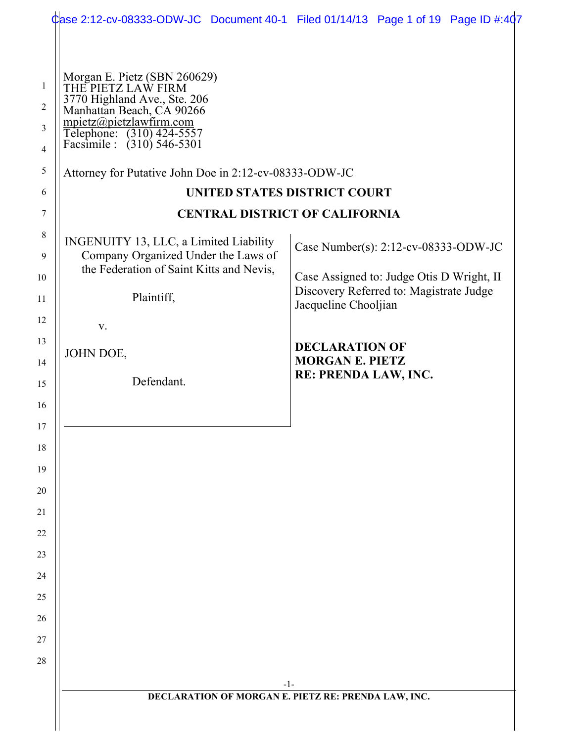Morgan E. Pietz (SBN 260629)
THE PIETZ LAW FIRM
3770 Highland Ave., Ste. 206
Manhattan Beach, CA 90266
mpietz@pietzlawfirm.com
Telephone: (310) 424-5557
Facsimile : (310) 546-5301

Attorney for Putative John Doe in 2:12-cv-08333-ODW-JC

**UNITED STATES DISTRICT COURT**

**CENTRAL DISTRICT OF CALIFORNIA**

| | |
|---|---|
| INGENUITY 13, LLC, a Limited Liability Company Organized Under the Laws of the Federation of Saint Kitts and Nevis,<br><br>Plaintiff,<br><br>v.<br><br>JOHN DOE,<br><br>Defendant. | Case Number(s): 2:12-cv-08333-ODW-JC<br><br>Case Assigned to: Judge Otis D Wright, II<br>Discovery Referred to: Magistrate Judge Jacqueline Chooljian<br><br>**DECLARATION OF MORGAN E. PIETZ RE: PRENDA LAW, INC.** |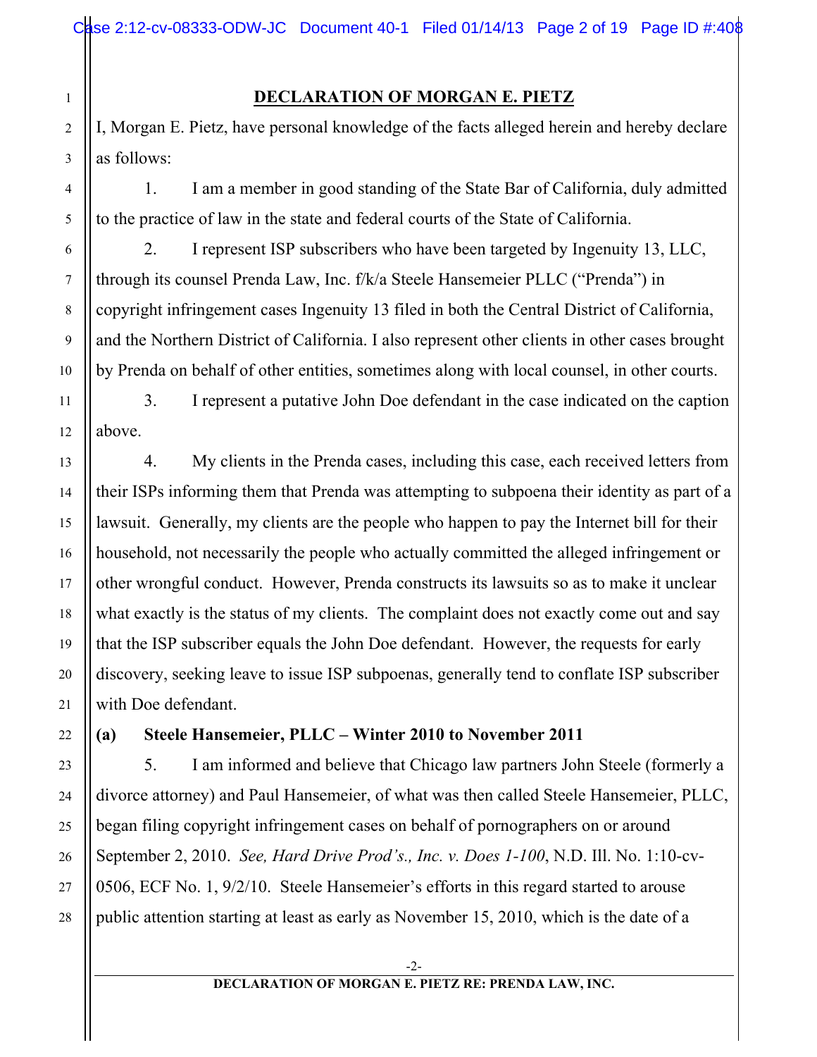## DECLARATION OF MORGAN E. PIETZ

I, Morgan E. Pietz, have personal knowledge of the facts alleged herein and hereby declare as follows:

1. I am a member in good standing of the State Bar of California, duly admitted to the practice of law in the state and federal courts of the State of California.

2. I represent ISP subscribers who have been targeted by Ingenuity 13, LLC, through its counsel Prenda Law, Inc. f/k/a Steele Hansemeier PLLC ("Prenda") in copyright infringement cases Ingenuity 13 filed in both the Central District of California, and the Northern District of California. I also represent other clients in other cases brought by Prenda on behalf of other entities, sometimes along with local counsel, in other courts.

3. I represent a putative John Doe defendant in the case indicated on the caption above.

4. My clients in the Prenda cases, including this case, each received letters from their ISPs informing them that Prenda was attempting to subpoena their identity as part of a lawsuit. Generally, my clients are the people who happen to pay the Internet bill for their household, not necessarily the people who actually committed the alleged infringement or other wrongful conduct. However, Prenda constructs its lawsuits so as to make it unclear what exactly is the status of my clients. The complaint does not exactly come out and say that the ISP subscriber equals the John Doe defendant. However, the requests for early discovery, seeking leave to issue ISP subpoenas, generally tend to conflate ISP subscriber with Doe defendant.

**(a) Steele Hansemeier, PLLC – Winter 2010 to November 2011**

5. I am informed and believe that Chicago law partners John Steele (formerly a divorce attorney) and Paul Hansemeier, of what was then called Steele Hansemeier, PLLC, began filing copyright infringement cases on behalf of pornographers on or around September 2, 2010. *See, Hard Drive Prod's., Inc. v. Does 1-100*, N.D. Ill. No. 1:10-cv-0506, ECF No. 1, 9/2/10. Steele Hansemeier's efforts in this regard started to arouse public attention starting at least as early as November 15, 2010, which is the date of a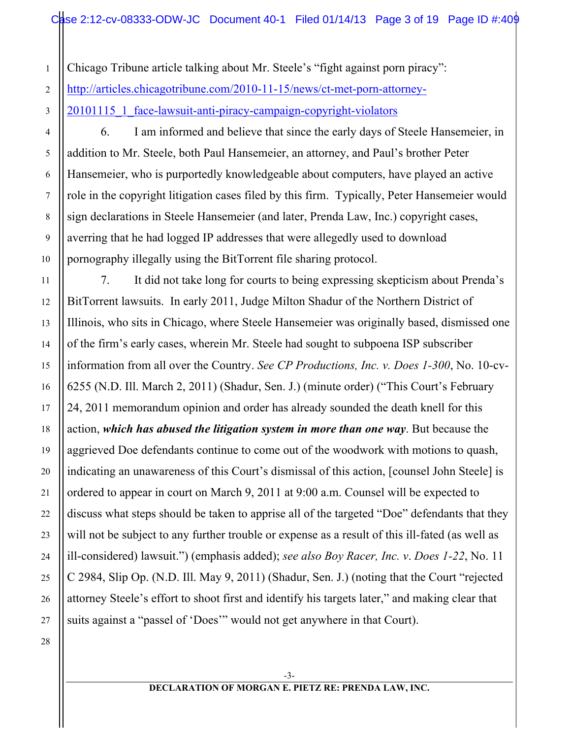Chicago Tribune article talking about Mr. Steele's "fight against porn piracy": http://articles.chicagotribune.com/2010-11-15/news/ct-met-porn-attorney-20101115_1_face-lawsuit-anti-piracy-campaign-copyright-violators

6. I am informed and believe that since the early days of Steele Hansemeier, in addition to Mr. Steele, both Paul Hansemeier, an attorney, and Paul's brother Peter Hansemeier, who is purportedly knowledgeable about computers, have played an active role in the copyright litigation cases filed by this firm. Typically, Peter Hansemeier would sign declarations in Steele Hansemeier (and later, Prenda Law, Inc.) copyright cases, averring that he had logged IP addresses that were allegedly used to download pornography illegally using the BitTorrent file sharing protocol.

7. It did not take long for courts to being expressing skepticism about Prenda's BitTorrent lawsuits. In early 2011, Judge Milton Shadur of the Northern District of Illinois, who sits in Chicago, where Steele Hansemeier was originally based, dismissed one of the firm's early cases, wherein Mr. Steele had sought to subpoena ISP subscriber information from all over the Country. *See CP Productions, Inc. v. Does 1-300*, No. 10-cv-6255 (N.D. Ill. March 2, 2011) (Shadur, Sen. J.) (minute order) ("This Court's February 24, 2011 memorandum opinion and order has already sounded the death knell for this action, ***which has abused the litigation system in more than one way***. But because the aggrieved Doe defendants continue to come out of the woodwork with motions to quash, indicating an unawareness of this Court's dismissal of this action, [counsel John Steele] is ordered to appear in court on March 9, 2011 at 9:00 a.m. Counsel will be expected to discuss what steps should be taken to apprise all of the targeted "Doe" defendants that they will not be subject to any further trouble or expense as a result of this ill-fated (as well as ill-considered) lawsuit.") (emphasis added); *see also Boy Racer, Inc. v. Does 1-22*, No. 11 C 2984, Slip Op. (N.D. Ill. May 9, 2011) (Shadur, Sen. J.) (noting that the Court "rejected attorney Steele's effort to shoot first and identify his targets later," and making clear that suits against a "passel of 'Does'" would not get anywhere in that Court).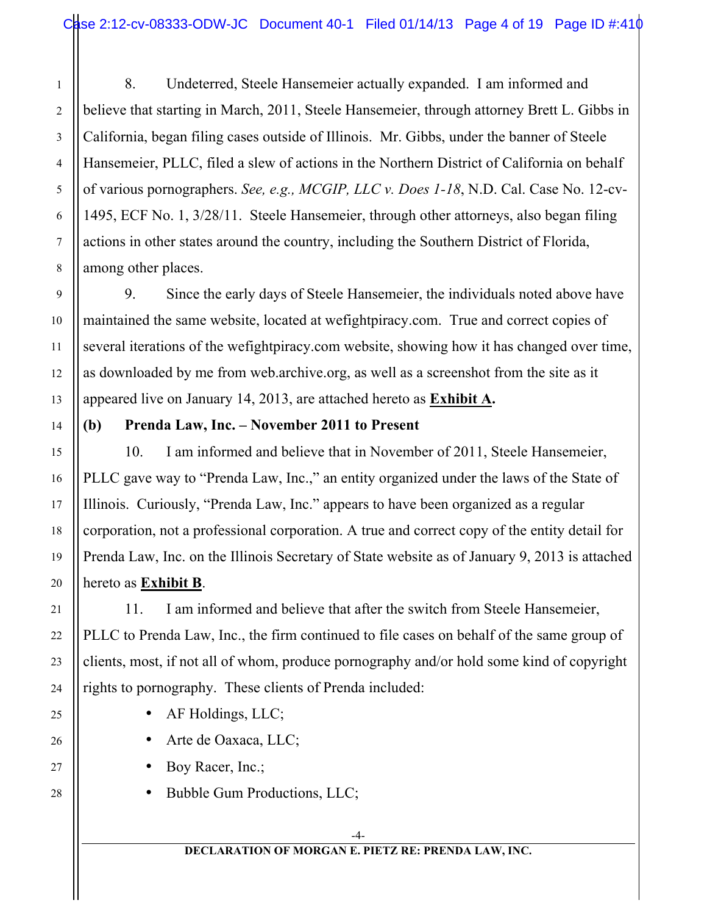8. Undeterred, Steele Hansemeier actually expanded. I am informed and believe that starting in March, 2011, Steele Hansemeier, through attorney Brett L. Gibbs in California, began filing cases outside of Illinois. Mr. Gibbs, under the banner of Steele Hansemeier, PLLC, filed a slew of actions in the Northern District of California on behalf of various pornographers. *See, e.g., MCGIP, LLC v. Does 1-18*, N.D. Cal. Case No. 12-cv-1495, ECF No. 1, 3/28/11. Steele Hansemeier, through other attorneys, also began filing actions in other states around the country, including the Southern District of Florida, among other places.

9. Since the early days of Steele Hansemeier, the individuals noted above have maintained the same website, located at wefightpiracy.com. True and correct copies of several iterations of the wefightpiracy.com website, showing how it has changed over time, as downloaded by me from web.archive.org, as well as a screenshot from the site as it appeared live on January 14, 2013, are attached hereto as **Exhibit A.**

**(b) Prenda Law, Inc. – November 2011 to Present**

10. I am informed and believe that in November of 2011, Steele Hansemeier, PLLC gave way to "Prenda Law, Inc.," an entity organized under the laws of the State of Illinois. Curiously, "Prenda Law, Inc." appears to have been organized as a regular corporation, not a professional corporation. A true and correct copy of the entity detail for Prenda Law, Inc. on the Illinois Secretary of State website as of January 9, 2013 is attached hereto as **Exhibit B**.

11. I am informed and believe that after the switch from Steele Hansemeier, PLLC to Prenda Law, Inc., the firm continued to file cases on behalf of the same group of clients, most, if not all of whom, produce pornography and/or hold some kind of copyright rights to pornography. These clients of Prenda included:

- AF Holdings, LLC;
- Arte de Oaxaca, LLC;
- Boy Racer, Inc.;
- Bubble Gum Productions, LLC;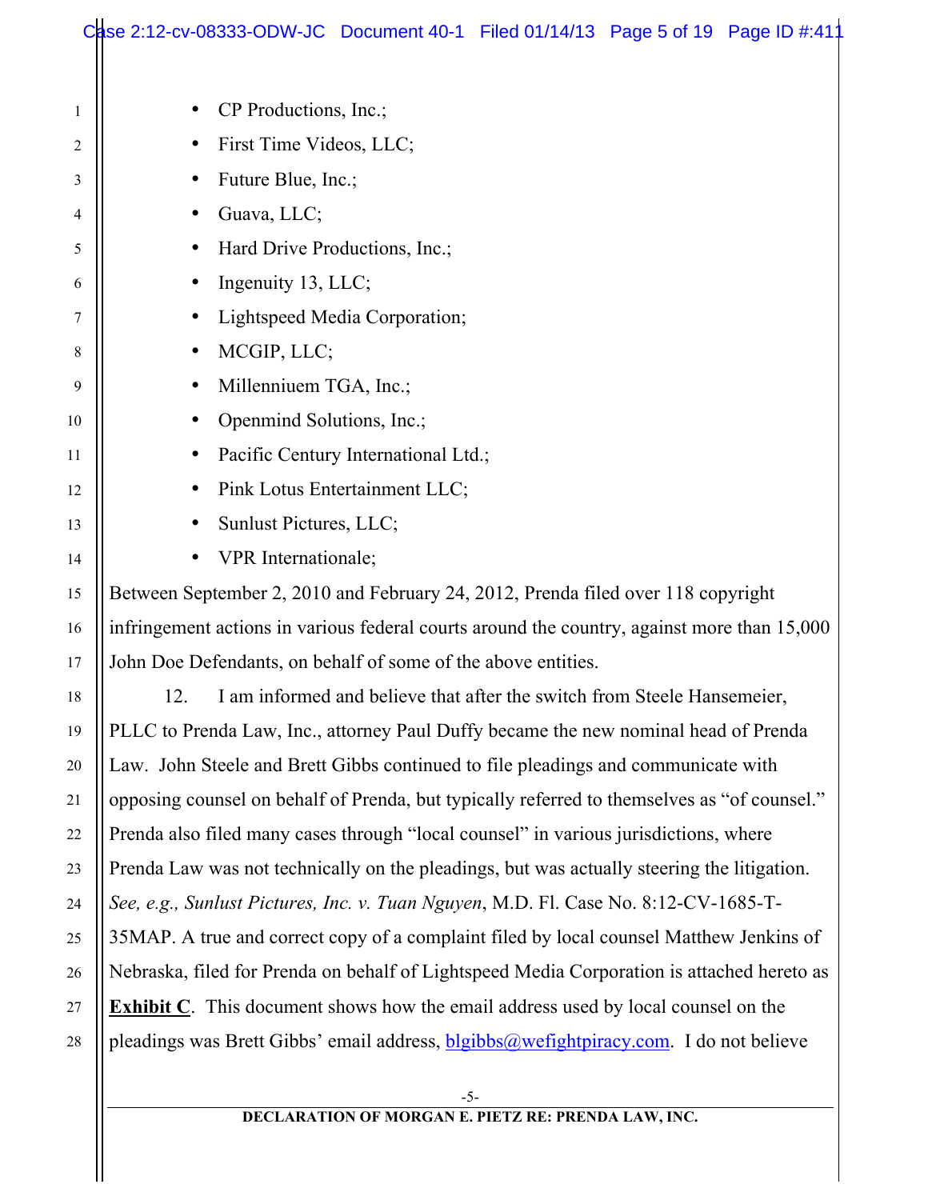- CP Productions, Inc.;
- First Time Videos, LLC;
- Future Blue, Inc.;
- Guava, LLC;
- Hard Drive Productions, Inc.;
- Ingenuity 13, LLC;
- Lightspeed Media Corporation;
- MCGIP, LLC;
- Millenniuem TGA, Inc.;
- Openmind Solutions, Inc.;
- Pacific Century International Ltd.;
- Pink Lotus Entertainment LLC;
- Sunlust Pictures, LLC;
- VPR Internationale;

Between September 2, 2010 and February 24, 2012, Prenda filed over 118 copyright infringement actions in various federal courts around the country, against more than 15,000 John Doe Defendants, on behalf of some of the above entities.

12. I am informed and believe that after the switch from Steele Hansemeier, PLLC to Prenda Law, Inc., attorney Paul Duffy became the new nominal head of Prenda Law. John Steele and Brett Gibbs continued to file pleadings and communicate with opposing counsel on behalf of Prenda, but typically referred to themselves as "of counsel." Prenda also filed many cases through "local counsel" in various jurisdictions, where Prenda Law was not technically on the pleadings, but was actually steering the litigation. *See, e.g., Sunlust Pictures, Inc. v. Tuan Nguyen*, M.D. Fl. Case No. 8:12-CV-1685-T-35MAP. A true and correct copy of a complaint filed by local counsel Matthew Jenkins of Nebraska, filed for Prenda on behalf of Lightspeed Media Corporation is attached hereto as **Exhibit C**. This document shows how the email address used by local counsel on the pleadings was Brett Gibbs' email address, blgibbs@wefightpiracy.com. I do not believe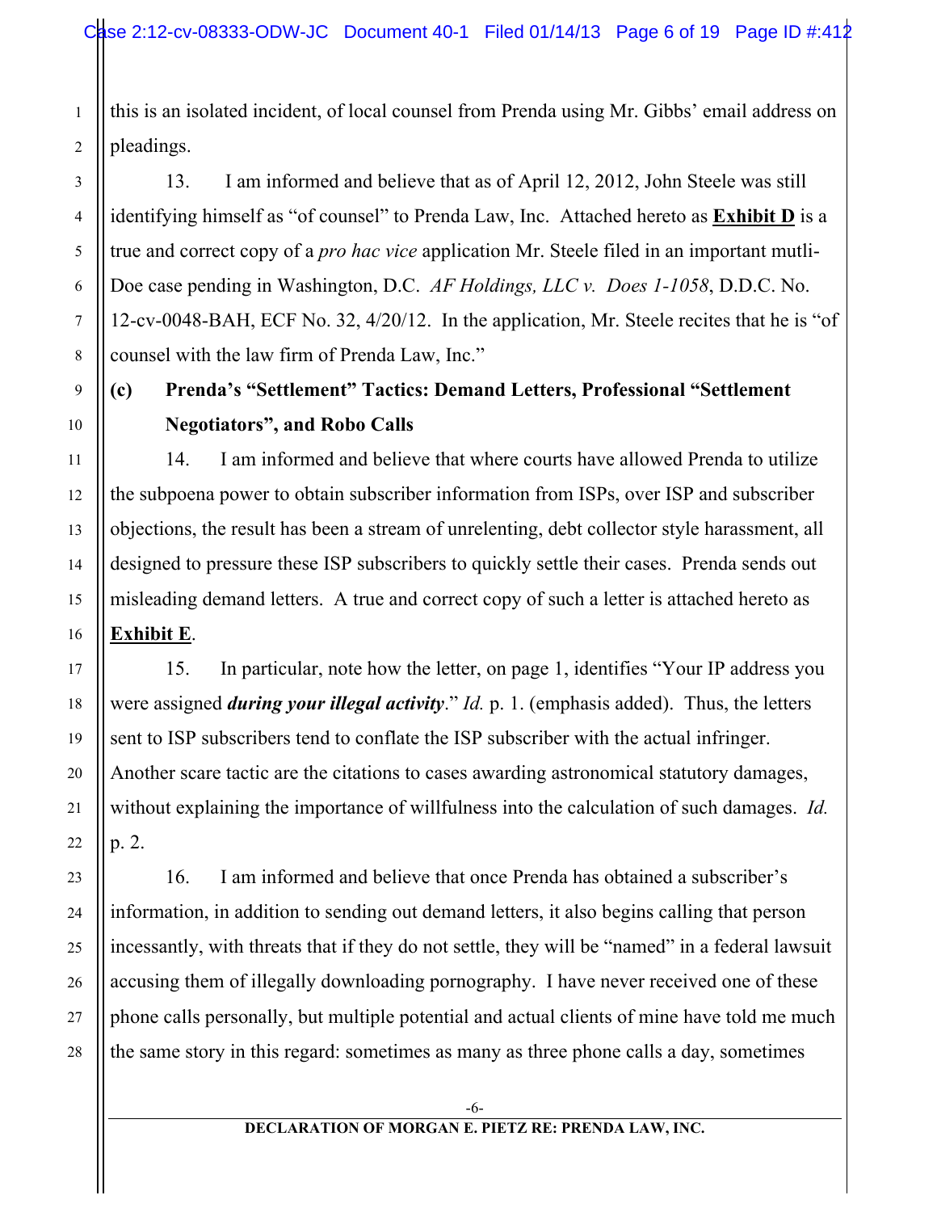this is an isolated incident, of local counsel from Prenda using Mr. Gibbs' email address on pleadings.

13. I am informed and believe that as of April 12, 2012, John Steele was still identifying himself as "of counsel" to Prenda Law, Inc. Attached hereto as **Exhibit D** is a true and correct copy of a *pro hac vice* application Mr. Steele filed in an important mutli-Doe case pending in Washington, D.C. *AF Holdings, LLC v. Does 1-1058*, D.D.C. No. 12-cv-0048-BAH, ECF No. 32, 4/20/12. In the application, Mr. Steele recites that he is "of counsel with the law firm of Prenda Law, Inc."

**(c) Prenda's "Settlement" Tactics: Demand Letters, Professional "Settlement Negotiators", and Robo Calls**

14. I am informed and believe that where courts have allowed Prenda to utilize the subpoena power to obtain subscriber information from ISPs, over ISP and subscriber objections, the result has been a stream of unrelenting, debt collector style harassment, all designed to pressure these ISP subscribers to quickly settle their cases. Prenda sends out misleading demand letters. A true and correct copy of such a letter is attached hereto as **Exhibit E**.

15. In particular, note how the letter, on page 1, identifies "Your IP address you were assigned ***during your illegal activity***." *Id.* p. 1. (emphasis added). Thus, the letters sent to ISP subscribers tend to conflate the ISP subscriber with the actual infringer. Another scare tactic are the citations to cases awarding astronomical statutory damages, without explaining the importance of willfulness into the calculation of such damages. *Id.* p. 2.

16. I am informed and believe that once Prenda has obtained a subscriber's information, in addition to sending out demand letters, it also begins calling that person incessantly, with threats that if they do not settle, they will be "named" in a federal lawsuit accusing them of illegally downloading pornography. I have never received one of these phone calls personally, but multiple potential and actual clients of mine have told me much the same story in this regard: sometimes as many as three phone calls a day, sometimes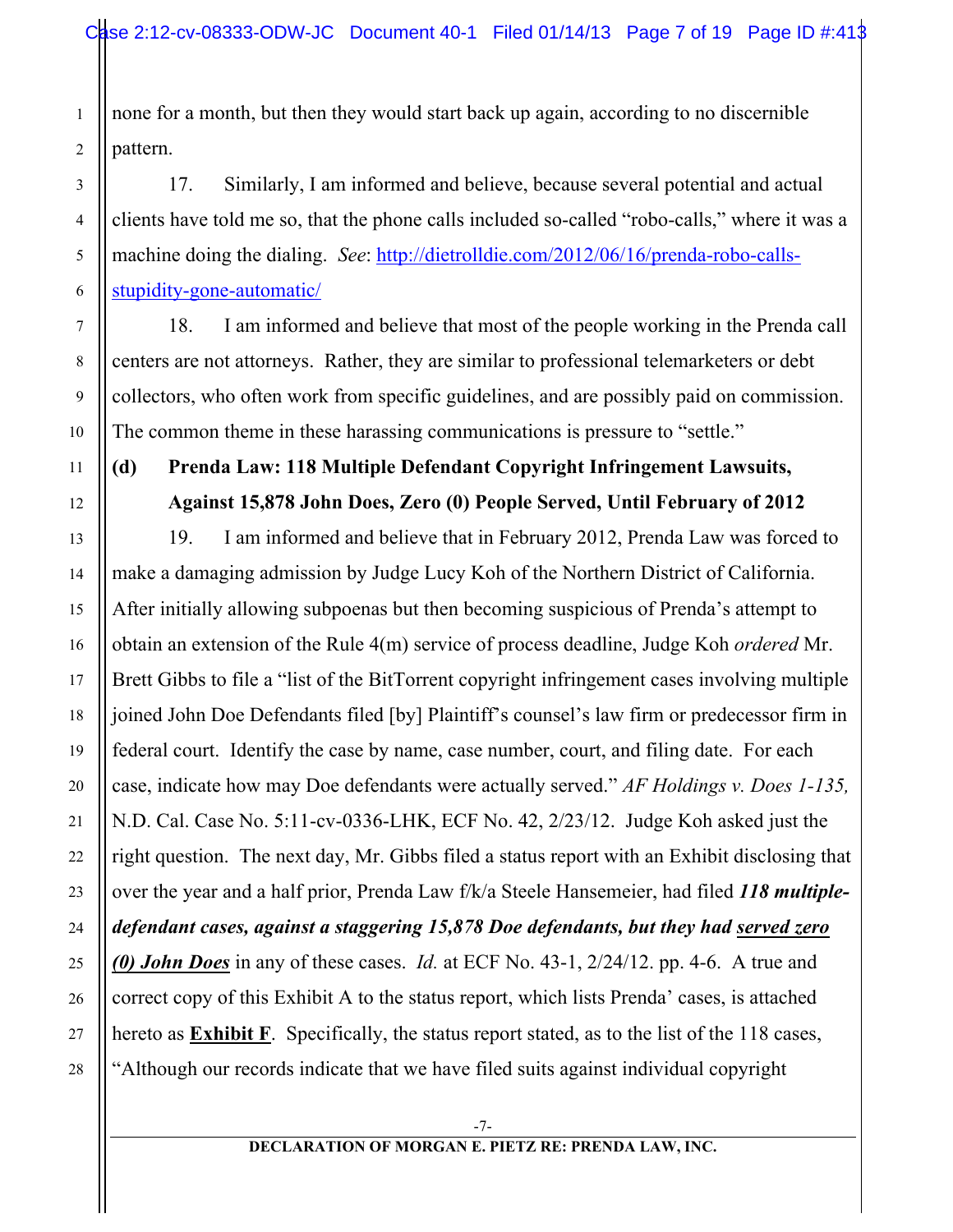none for a month, but then they would start back up again, according to no discernible pattern.

17. Similarly, I am informed and believe, because several potential and actual clients have told me so, that the phone calls included so-called "robo-calls," where it was a machine doing the dialing. *See*: http://dietrolldie.com/2012/06/16/prenda-robo-calls-stupidity-gone-automatic/

18. I am informed and believe that most of the people working in the Prenda call centers are not attorneys. Rather, they are similar to professional telemarketers or debt collectors, who often work from specific guidelines, and are possibly paid on commission. The common theme in these harassing communications is pressure to "settle."

**(d) Prenda Law: 118 Multiple Defendant Copyright Infringement Lawsuits, Against 15,878 John Does, Zero (0) People Served, Until February of 2012**

19. I am informed and believe that in February 2012, Prenda Law was forced to make a damaging admission by Judge Lucy Koh of the Northern District of California. After initially allowing subpoenas but then becoming suspicious of Prenda's attempt to obtain an extension of the Rule 4(m) service of process deadline, Judge Koh *ordered* Mr. Brett Gibbs to file a "list of the BitTorrent copyright infringement cases involving multiple joined John Doe Defendants filed [by] Plaintiff's counsel's law firm or predecessor firm in federal court. Identify the case by name, case number, court, and filing date. For each case, indicate how may Doe defendants were actually served." *AF Holdings v. Does 1-135,* N.D. Cal. Case No. 5:11-cv-0336-LHK, ECF No. 42, 2/23/12. Judge Koh asked just the right question. The next day, Mr. Gibbs filed a status report with an Exhibit disclosing that over the year and a half prior, Prenda Law f/k/a Steele Hansemeier, had filed ***118 multiple-defendant cases, against a staggering 15,878 Doe defendants, but they had <u>served zero (0) John Does</u>*** in any of these cases. *Id.* at ECF No. 43-1, 2/24/12. pp. 4-6. A true and correct copy of this Exhibit A to the status report, which lists Prenda' cases, is attached hereto as **<u>Exhibit F</u>**. Specifically, the status report stated, as to the list of the 118 cases, "Although our records indicate that we have filed suits against individual copyright

DECLARATION OF MORGAN E. PIETZ RE: PRENDA LAW, INC.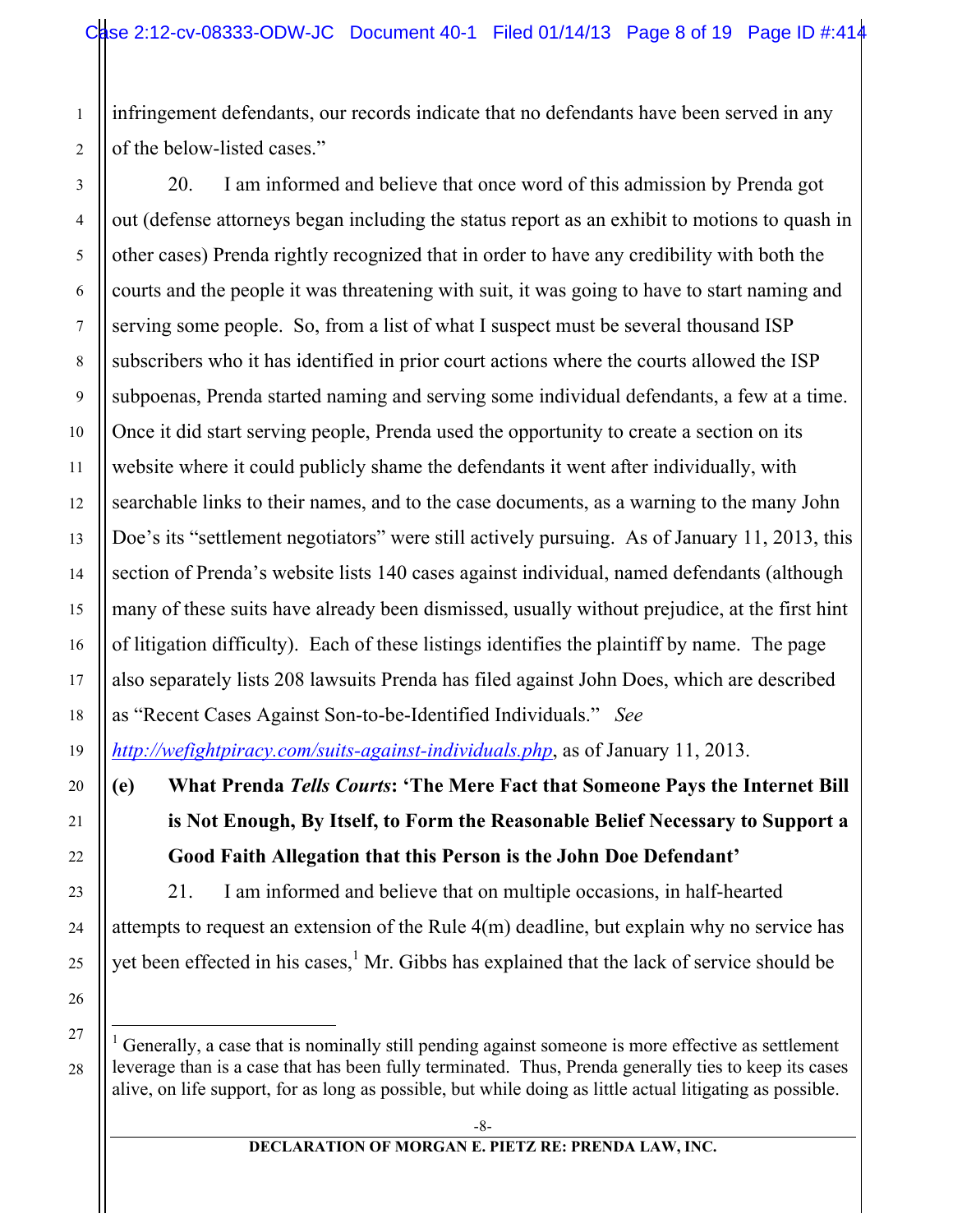infringement defendants, our records indicate that no defendants have been served in any of the below-listed cases."

20. I am informed and believe that once word of this admission by Prenda got out (defense attorneys began including the status report as an exhibit to motions to quash in other cases) Prenda rightly recognized that in order to have any credibility with both the courts and the people it was threatening with suit, it was going to have to start naming and serving some people. So, from a list of what I suspect must be several thousand ISP subscribers who it has identified in prior court actions where the courts allowed the ISP subpoenas, Prenda started naming and serving some individual defendants, a few at a time. Once it did start serving people, Prenda used the opportunity to create a section on its website where it could publicly shame the defendants it went after individually, with searchable links to their names, and to the case documents, as a warning to the many John Doe's its "settlement negotiators" were still actively pursuing. As of January 11, 2013, this section of Prenda's website lists 140 cases against individual, named defendants (although many of these suits have already been dismissed, usually without prejudice, at the first hint of litigation difficulty). Each of these listings identifies the plaintiff by name. The page also separately lists 208 lawsuits Prenda has filed against John Does, which are described as "Recent Cases Against Son-to-be-Identified Individuals." *See* [http://wefightpiracy.com/suits-against-individuals.php](http://wefightpiracy.com/suits-against-individuals.php), as of January 11, 2013.

### (e) What Prenda *Tells Courts*: 'The Mere Fact that Someone Pays the Internet Bill is Not Enough, By Itself, to Form the Reasonable Belief Necessary to Support a Good Faith Allegation that this Person is the John Doe Defendant'

21. I am informed and believe that on multiple occasions, in half-hearted attempts to request an extension of the Rule 4(m) deadline, but explain why no service has yet been effected in his cases,[1] Mr. Gibbs has explained that the lack of service should be

---

[1] Generally, a case that is nominally still pending against someone is more effective as settlement leverage than is a case that has been fully terminated. Thus, Prenda generally ties to keep its cases alive, on life support, for as long as possible, but while doing as little actual litigating as possible.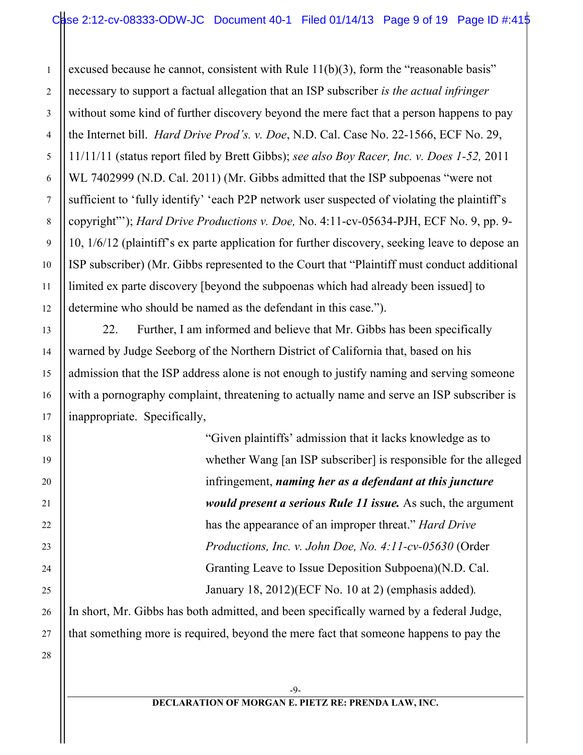excused because he cannot, consistent with Rule 11(b)(3), form the "reasonable basis" necessary to support a factual allegation that an ISP subscriber *is the actual infringer* without some kind of further discovery beyond the mere fact that a person happens to pay the Internet bill. *Hard Drive Prod's. v. Doe*, N.D. Cal. Case No. 22-1566, ECF No. 29, 11/11/11 (status report filed by Brett Gibbs); *see also Boy Racer, Inc. v. Does 1-52,* 2011 WL 7402999 (N.D. Cal. 2011) (Mr. Gibbs admitted that the ISP subpoenas "were not sufficient to 'fully identify' 'each P2P network user suspected of violating the plaintiff's copyright'"); *Hard Drive Productions v. Doe,* No. 4:11-cv-05634-PJH, ECF No. 9, pp. 9-10, 1/6/12 (plaintiff's ex parte application for further discovery, seeking leave to depose an ISP subscriber) (Mr. Gibbs represented to the Court that "Plaintiff must conduct additional limited ex parte discovery [beyond the subpoenas which had already been issued] to determine who should be named as the defendant in this case.").

22. Further, I am informed and believe that Mr. Gibbs has been specifically warned by Judge Seeborg of the Northern District of California that, based on his admission that the ISP address alone is not enough to justify naming and serving someone with a pornography complaint, threatening to actually name and serve an ISP subscriber is inappropriate. Specifically,

> "Given plaintiffs' admission that it lacks knowledge as to whether Wang [an ISP subscriber] is responsible for the alleged infringement, ***naming her as a defendant at this juncture would present a serious Rule 11 issue.*** As such, the argument has the appearance of an improper threat." *Hard Drive Productions, Inc. v. John Doe, No. 4:11-cv-05630* (Order Granting Leave to Issue Deposition Subpoena)(N.D. Cal. January 18, 2012)(ECF No. 10 at 2) (emphasis added).

In short, Mr. Gibbs has both admitted, and been specifically warned by a federal Judge, that something more is required, beyond the mere fact that someone happens to pay the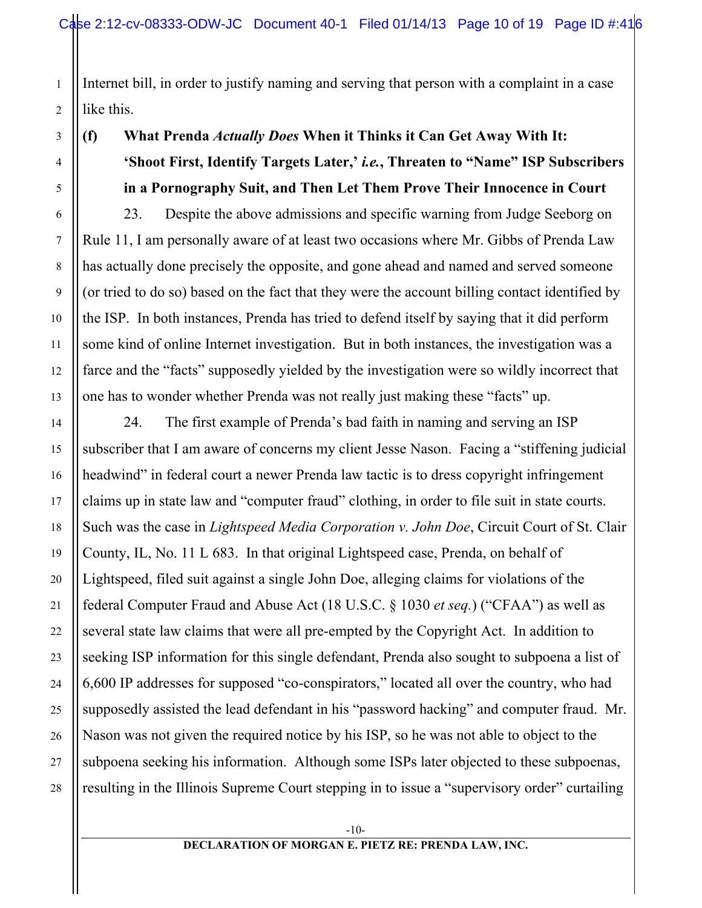Internet bill, in order to justify naming and serving that person with a complaint in a case like this.

**(f) What Prenda *Actually Does* When it Thinks it Can Get Away With It: 'Shoot First, Identify Targets Later,' *i.e.*, Threaten to "Name" ISP Subscribers in a Pornography Suit, and Then Let Them Prove Their Innocence in Court**

23. Despite the above admissions and specific warning from Judge Seeborg on Rule 11, I am personally aware of at least two occasions where Mr. Gibbs of Prenda Law has actually done precisely the opposite, and gone ahead and named and served someone (or tried to do so) based on the fact that they were the account billing contact identified by the ISP. In both instances, Prenda has tried to defend itself by saying that it did perform some kind of online Internet investigation. But in both instances, the investigation was a farce and the "facts" supposedly yielded by the investigation were so wildly incorrect that one has to wonder whether Prenda was not really just making these "facts" up.

24. The first example of Prenda's bad faith in naming and serving an ISP subscriber that I am aware of concerns my client Jesse Nason. Facing a "stiffening judicial headwind" in federal court a newer Prenda law tactic is to dress copyright infringement claims up in state law and "computer fraud" clothing, in order to file suit in state courts. Such was the case in *Lightspeed Media Corporation v. John Doe*, Circuit Court of St. Clair County, IL, No. 11 L 683. In that original Lightspeed case, Prenda, on behalf of Lightspeed, filed suit against a single John Doe, alleging claims for violations of the federal Computer Fraud and Abuse Act (18 U.S.C. § 1030 *et seq.*) ("CFAA") as well as several state law claims that were all pre-empted by the Copyright Act. In addition to seeking ISP information for this single defendant, Prenda also sought to subpoena a list of 6,600 IP addresses for supposed "co-conspirators," located all over the country, who had supposedly assisted the lead defendant in his "password hacking" and computer fraud. Mr. Nason was not given the required notice by his ISP, so he was not able to object to the subpoena seeking his information. Although some ISPs later objected to these subpoenas, resulting in the Illinois Supreme Court stepping in to issue a "supervisory order" curtailing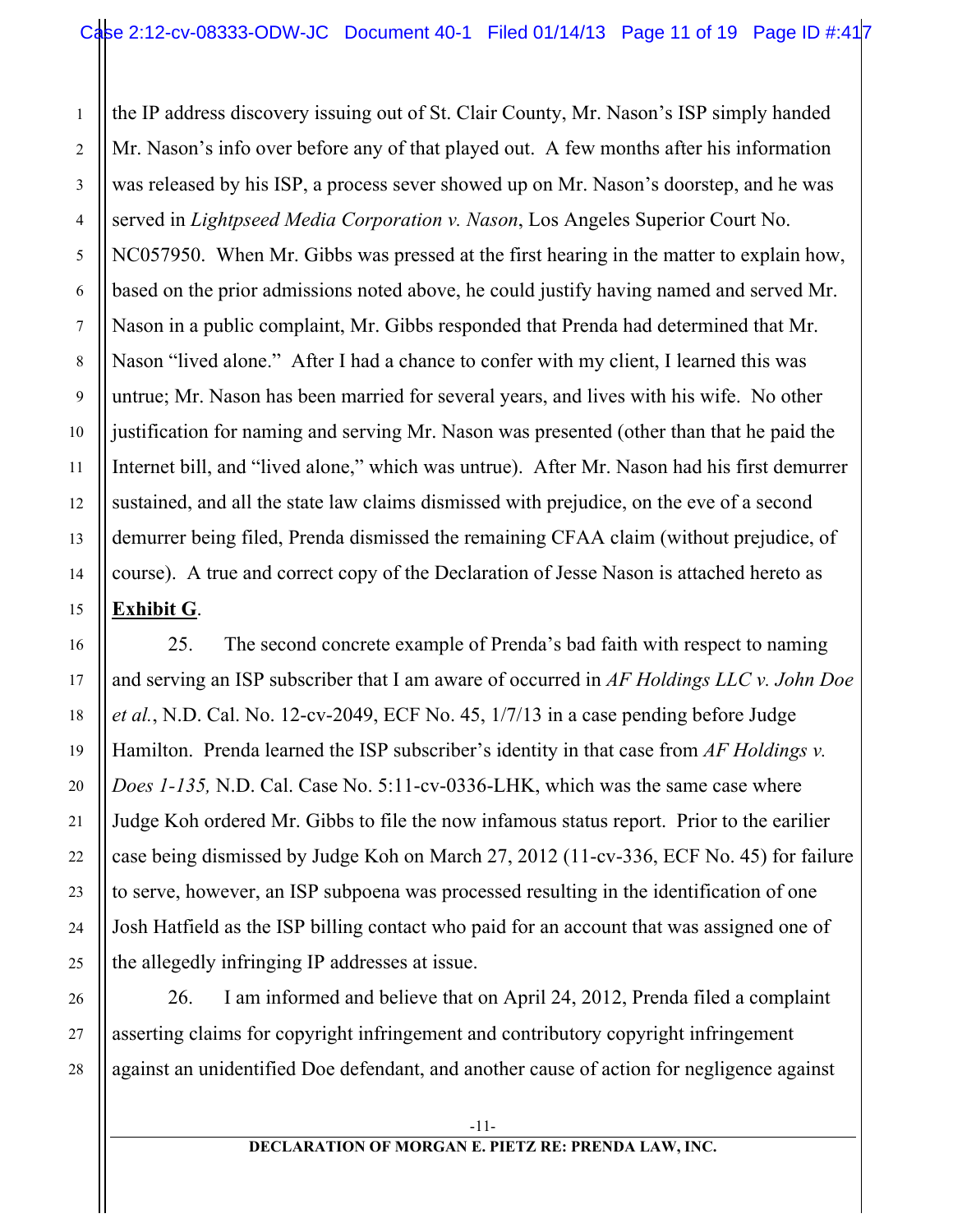the IP address discovery issuing out of St. Clair County, Mr. Nason's ISP simply handed Mr. Nason's info over before any of that played out. A few months after his information was released by his ISP, a process sever showed up on Mr. Nason's doorstep, and he was served in *Lightpseed Media Corporation v. Nason*, Los Angeles Superior Court No. NC057950. When Mr. Gibbs was pressed at the first hearing in the matter to explain how, based on the prior admissions noted above, he could justify having named and served Mr. Nason in a public complaint, Mr. Gibbs responded that Prenda had determined that Mr. Nason "lived alone." After I had a chance to confer with my client, I learned this was untrue; Mr. Nason has been married for several years, and lives with his wife. No other justification for naming and serving Mr. Nason was presented (other than that he paid the Internet bill, and "lived alone," which was untrue). After Mr. Nason had his first demurrer sustained, and all the state law claims dismissed with prejudice, on the eve of a second demurrer being filed, Prenda dismissed the remaining CFAA claim (without prejudice, of course). A true and correct copy of the Declaration of Jesse Nason is attached hereto as **Exhibit G**.

25. The second concrete example of Prenda's bad faith with respect to naming and serving an ISP subscriber that I am aware of occurred in *AF Holdings LLC v. John Doe et al.*, N.D. Cal. No. 12-cv-2049, ECF No. 45, 1/7/13 in a case pending before Judge Hamilton. Prenda learned the ISP subscriber's identity in that case from *AF Holdings v. Does 1-135,* N.D. Cal. Case No. 5:11-cv-0336-LHK, which was the same case where Judge Koh ordered Mr. Gibbs to file the now infamous status report. Prior to the earilier case being dismissed by Judge Koh on March 27, 2012 (11-cv-336, ECF No. 45) for failure to serve, however, an ISP subpoena was processed resulting in the identification of one Josh Hatfield as the ISP billing contact who paid for an account that was assigned one of the allegedly infringing IP addresses at issue.

26. I am informed and believe that on April 24, 2012, Prenda filed a complaint asserting claims for copyright infringement and contributory copyright infringement against an unidentified Doe defendant, and another cause of action for negligence against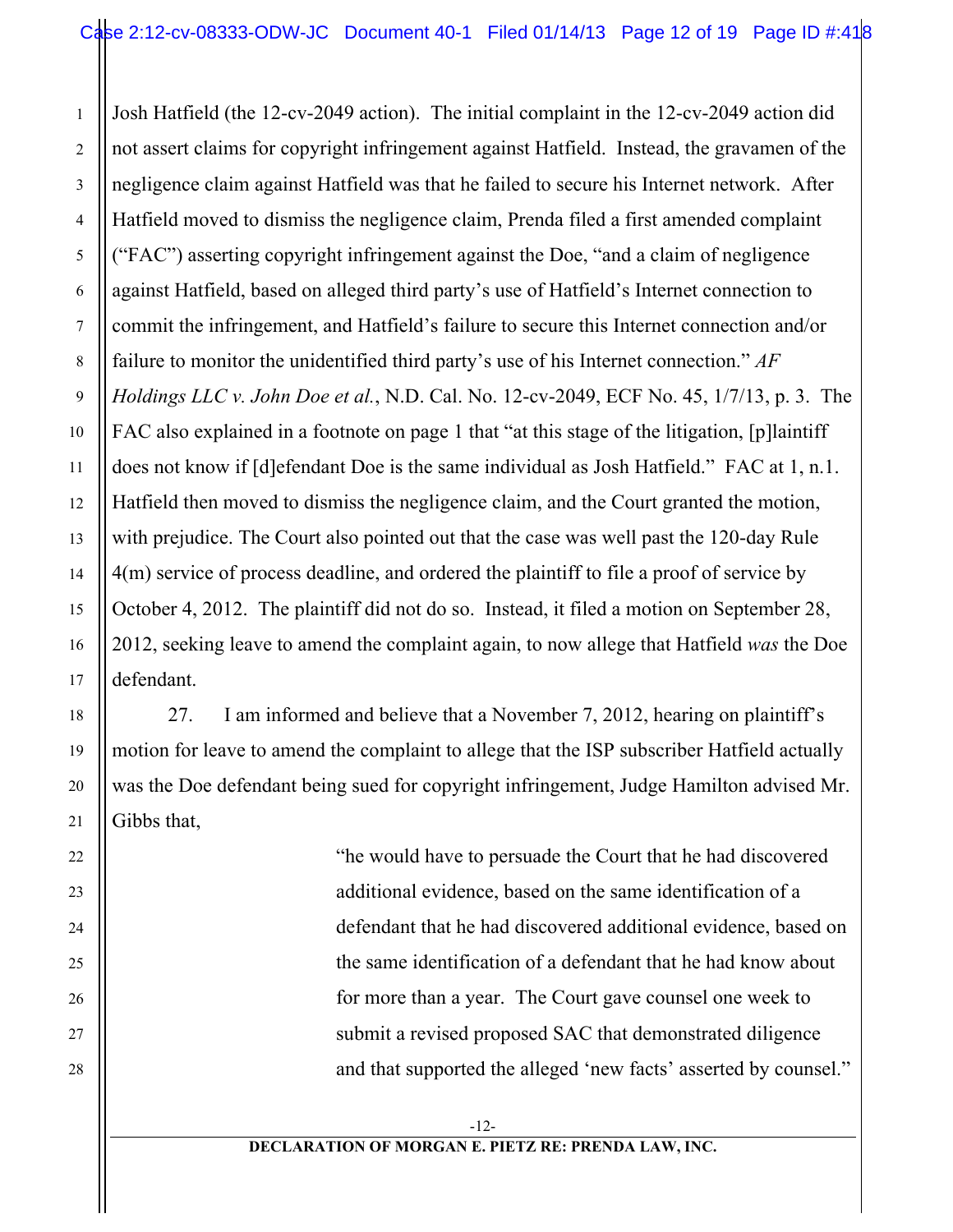Josh Hatfield (the 12-cv-2049 action). The initial complaint in the 12-cv-2049 action did not assert claims for copyright infringement against Hatfield. Instead, the gravamen of the negligence claim against Hatfield was that he failed to secure his Internet network. After Hatfield moved to dismiss the negligence claim, Prenda filed a first amended complaint ("FAC") asserting copyright infringement against the Doe, "and a claim of negligence against Hatfield, based on alleged third party's use of Hatfield's Internet connection to commit the infringement, and Hatfield's failure to secure this Internet connection and/or failure to monitor the unidentified third party's use of his Internet connection." *AF Holdings LLC v. John Doe et al.*, N.D. Cal. No. 12-cv-2049, ECF No. 45, 1/7/13, p. 3. The FAC also explained in a footnote on page 1 that "at this stage of the litigation, [p]laintiff does not know if [d]efendant Doe is the same individual as Josh Hatfield." FAC at 1, n.1. Hatfield then moved to dismiss the negligence claim, and the Court granted the motion, with prejudice. The Court also pointed out that the case was well past the 120-day Rule 4(m) service of process deadline, and ordered the plaintiff to file a proof of service by October 4, 2012. The plaintiff did not do so. Instead, it filed a motion on September 28, 2012, seeking leave to amend the complaint again, to now allege that Hatfield *was* the Doe defendant.

27. I am informed and believe that a November 7, 2012, hearing on plaintiff's motion for leave to amend the complaint to allege that the ISP subscriber Hatfield actually was the Doe defendant being sued for copyright infringement, Judge Hamilton advised Mr. Gibbs that,

> "he would have to persuade the Court that he had discovered additional evidence, based on the same identification of a defendant that he had discovered additional evidence, based on the same identification of a defendant that he had know about for more than a year. The Court gave counsel one week to submit a revised proposed SAC that demonstrated diligence and that supported the alleged 'new facts' asserted by counsel."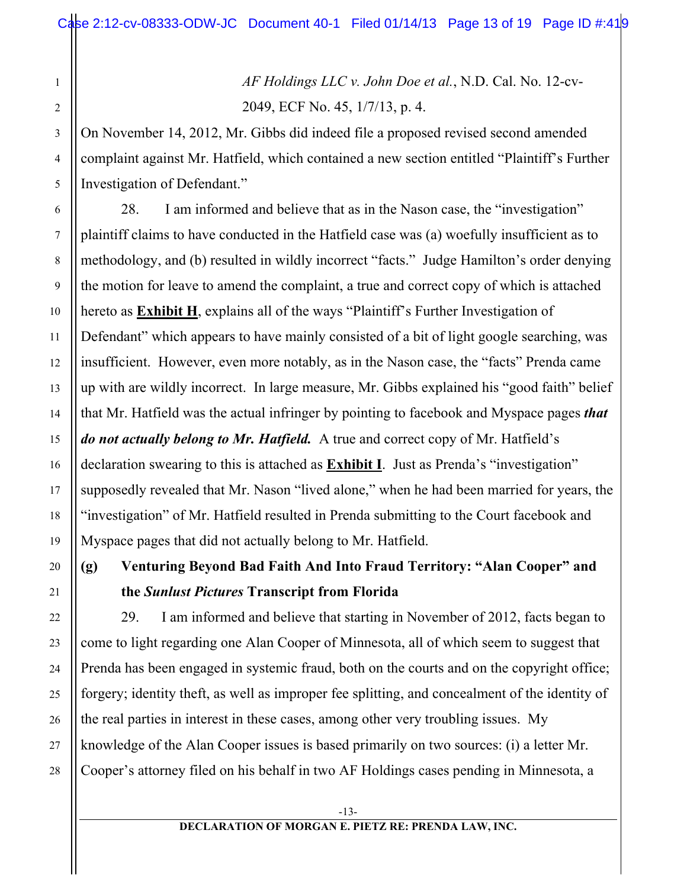*AF Holdings LLC v. John Doe et al.*, N.D. Cal. No. 12-cv-2049, ECF No. 45, 1/7/13, p. 4.

On November 14, 2012, Mr. Gibbs did indeed file a proposed revised second amended complaint against Mr. Hatfield, which contained a new section entitled "Plaintiff's Further Investigation of Defendant."

28. I am informed and believe that as in the Nason case, the "investigation" plaintiff claims to have conducted in the Hatfield case was (a) woefully insufficient as to methodology, and (b) resulted in wildly incorrect "facts." Judge Hamilton's order denying the motion for leave to amend the complaint, a true and correct copy of which is attached hereto as **Exhibit H**, explains all of the ways "Plaintiff's Further Investigation of Defendant" which appears to have mainly consisted of a bit of light google searching, was insufficient. However, even more notably, as in the Nason case, the "facts" Prenda came up with are wildly incorrect. In large measure, Mr. Gibbs explained his "good faith" belief that Mr. Hatfield was the actual infringer by pointing to facebook and Myspace pages ***that do not actually belong to Mr. Hatfield.*** A true and correct copy of Mr. Hatfield's declaration swearing to this is attached as **Exhibit I**. Just as Prenda's "investigation" supposedly revealed that Mr. Nason "lived alone," when he had been married for years, the "investigation" of Mr. Hatfield resulted in Prenda submitting to the Court facebook and Myspace pages that did not actually belong to Mr. Hatfield.

### (g) Venturing Beyond Bad Faith And Into Fraud Territory: "Alan Cooper" and the *Sunlust Pictures* Transcript from Florida

29. I am informed and believe that starting in November of 2012, facts began to come to light regarding one Alan Cooper of Minnesota, all of which seem to suggest that Prenda has been engaged in systemic fraud, both on the courts and on the copyright office; forgery; identity theft, as well as improper fee splitting, and concealment of the identity of the real parties in interest in these cases, among other very troubling issues. My knowledge of the Alan Cooper issues is based primarily on two sources: (i) a letter Mr. Cooper's attorney filed on his behalf in two AF Holdings cases pending in Minnesota, a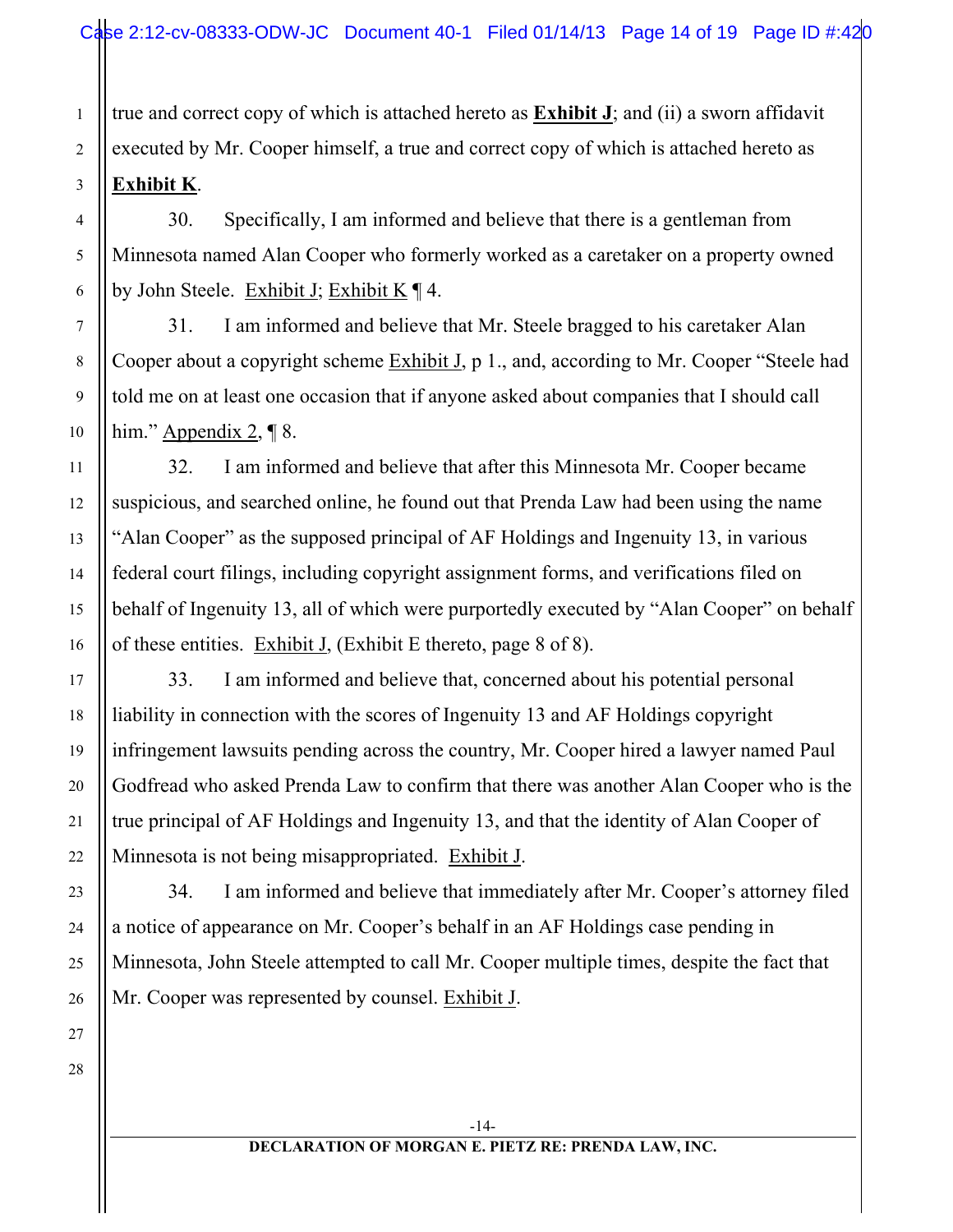true and correct copy of which is attached hereto as **Exhibit J**; and (ii) a sworn affidavit executed by Mr. Cooper himself, a true and correct copy of which is attached hereto as **Exhibit K**.

30. Specifically, I am informed and believe that there is a gentleman from Minnesota named Alan Cooper who formerly worked as a caretaker on a property owned by John Steele. Exhibit J; Exhibit K ¶ 4.

31. I am informed and believe that Mr. Steele bragged to his caretaker Alan Cooper about a copyright scheme Exhibit J, p 1., and, according to Mr. Cooper "Steele had told me on at least one occasion that if anyone asked about companies that I should call him." Appendix 2, ¶ 8.

32. I am informed and believe that after this Minnesota Mr. Cooper became suspicious, and searched online, he found out that Prenda Law had been using the name "Alan Cooper" as the supposed principal of AF Holdings and Ingenuity 13, in various federal court filings, including copyright assignment forms, and verifications filed on behalf of Ingenuity 13, all of which were purportedly executed by "Alan Cooper" on behalf of these entities. Exhibit J, (Exhibit E thereto, page 8 of 8).

33. I am informed and believe that, concerned about his potential personal liability in connection with the scores of Ingenuity 13 and AF Holdings copyright infringement lawsuits pending across the country, Mr. Cooper hired a lawyer named Paul Godfread who asked Prenda Law to confirm that there was another Alan Cooper who is the true principal of AF Holdings and Ingenuity 13, and that the identity of Alan Cooper of Minnesota is not being misappropriated. Exhibit J.

34. I am informed and believe that immediately after Mr. Cooper's attorney filed a notice of appearance on Mr. Cooper's behalf in an AF Holdings case pending in Minnesota, John Steele attempted to call Mr. Cooper multiple times, despite the fact that Mr. Cooper was represented by counsel. Exhibit J.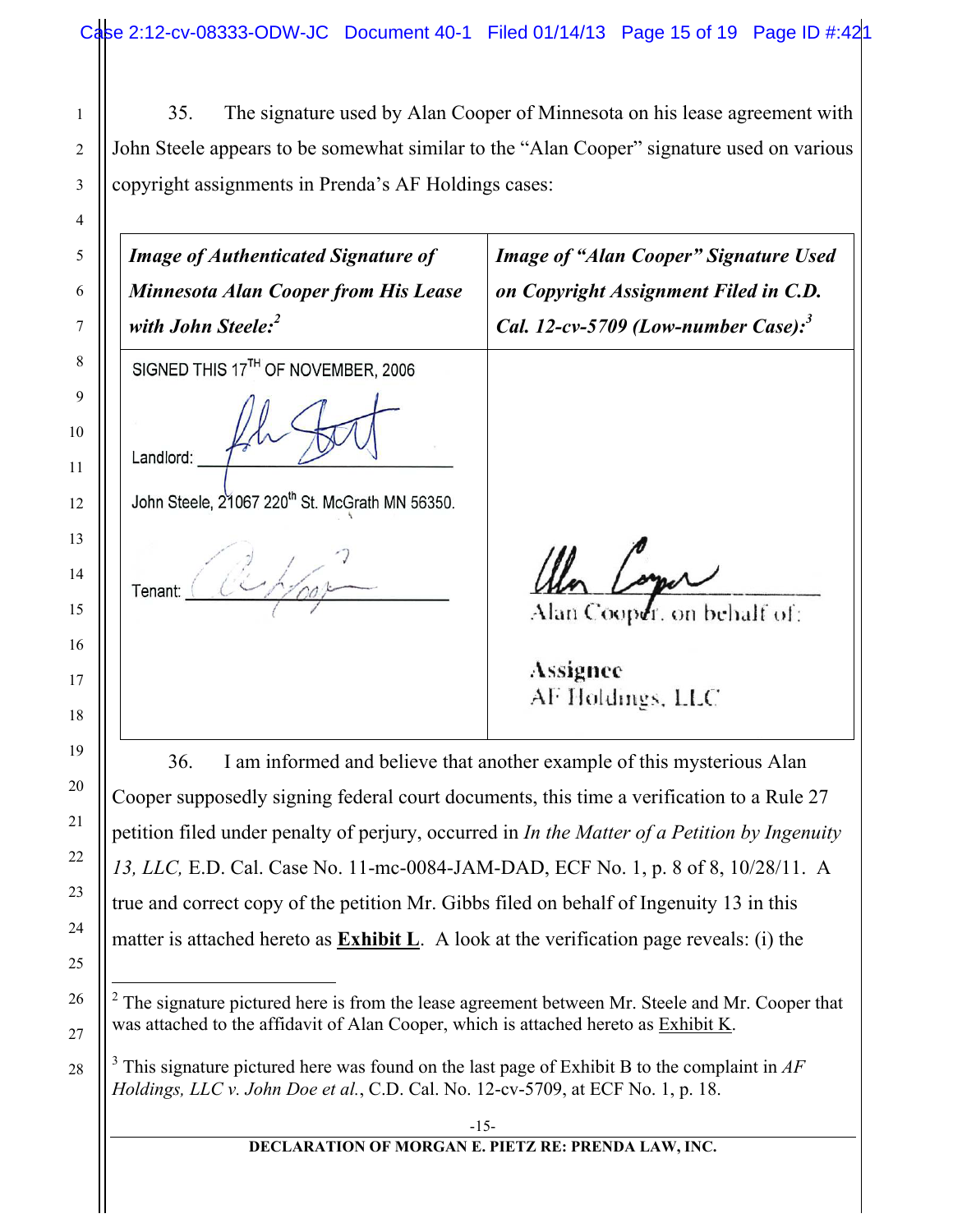35. The signature used by Alan Cooper of Minnesota on his lease agreement with John Steele appears to be somewhat similar to the "Alan Cooper" signature used on various copyright assignments in Prenda's AF Holdings cases:

| *Image of Authenticated Signature of Minnesota Alan Cooper from His Lease with John Steele:*[2] | *Image of "Alan Cooper" Signature Used on Copyright Assignment Filed in C.D. Cal. 12-cv-5709 (Low-number Case):*[3] |
| --- | --- |
| SIGNED THIS 17TH OF NOVEMBER, 2006<br><br>Landlord: ____________________<br><br>John Steele, 21067 220th St. McGrath MN 56350.<br><br>Tenant: ____________________ | Alan Cooper, on behalf of:<br><br>Assignee<br>AF Holdings, LLC |

36. I am informed and believe that another example of this mysterious Alan Cooper supposedly signing federal court documents, this time a verification to a Rule 27 petition filed under penalty of perjury, occurred in *In the Matter of a Petition by Ingenuity 13, LLC,* E.D. Cal. Case No. 11-mc-0084-JAM-DAD, ECF No. 1, p. 8 of 8, 10/28/11. A true and correct copy of the petition Mr. Gibbs filed on behalf of Ingenuity 13 in this matter is attached hereto as **Exhibit L**. A look at the verification page reveals: (i) the

---

[2] The signature pictured here is from the lease agreement between Mr. Steele and Mr. Cooper that was attached to the affidavit of Alan Cooper, which is attached hereto as Exhibit K.

[3] This signature pictured here was found on the last page of Exhibit B to the complaint in *AF Holdings, LLC v. John Doe et al.*, C.D. Cal. No. 12-cv-5709, at ECF No. 1, p. 18.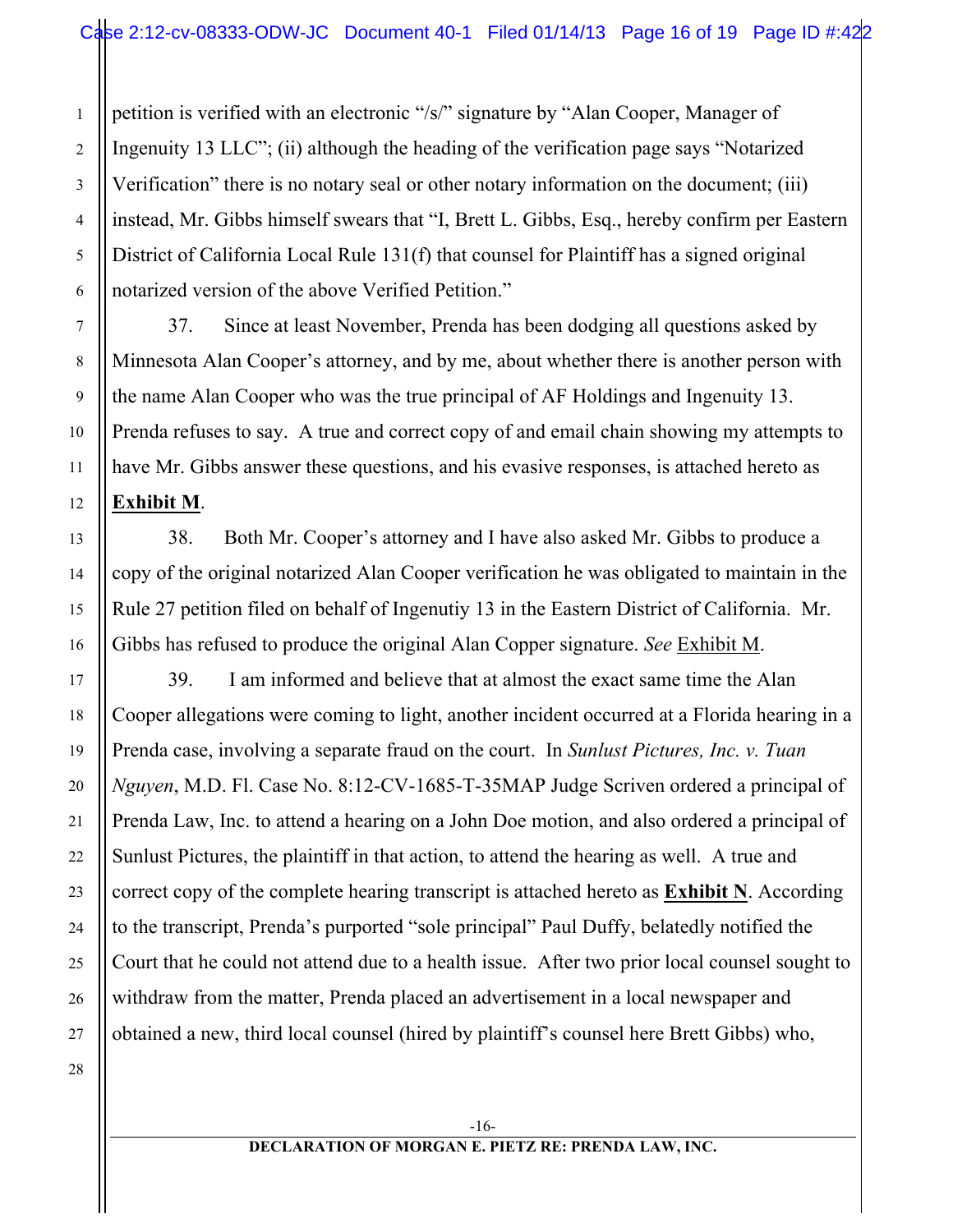petition is verified with an electronic "/s/" signature by "Alan Cooper, Manager of Ingenuity 13 LLC"; (ii) although the heading of the verification page says "Notarized Verification" there is no notary seal or other notary information on the document; (iii) instead, Mr. Gibbs himself swears that "I, Brett L. Gibbs, Esq., hereby confirm per Eastern District of California Local Rule 131(f) that counsel for Plaintiff has a signed original notarized version of the above Verified Petition."

37. Since at least November, Prenda has been dodging all questions asked by Minnesota Alan Cooper's attorney, and by me, about whether there is another person with the name Alan Cooper who was the true principal of AF Holdings and Ingenuity 13. Prenda refuses to say. A true and correct copy of and email chain showing my attempts to have Mr. Gibbs answer these questions, and his evasive responses, is attached hereto as **Exhibit M**.

38. Both Mr. Cooper's attorney and I have also asked Mr. Gibbs to produce a copy of the original notarized Alan Cooper verification he was obligated to maintain in the Rule 27 petition filed on behalf of Ingenutiy 13 in the Eastern District of California. Mr. Gibbs has refused to produce the original Alan Copper signature. *See* Exhibit M.

39. I am informed and believe that at almost the exact same time the Alan Cooper allegations were coming to light, another incident occurred at a Florida hearing in a Prenda case, involving a separate fraud on the court. In *Sunlust Pictures, Inc. v. Tuan Nguyen*, M.D. Fl. Case No. 8:12-CV-1685-T-35MAP Judge Scriven ordered a principal of Prenda Law, Inc. to attend a hearing on a John Doe motion, and also ordered a principal of Sunlust Pictures, the plaintiff in that action, to attend the hearing as well. A true and correct copy of the complete hearing transcript is attached hereto as **Exhibit N**. According to the transcript, Prenda's purported "sole principal" Paul Duffy, belatedly notified the Court that he could not attend due to a health issue. After two prior local counsel sought to withdraw from the matter, Prenda placed an advertisement in a local newspaper and obtained a new, third local counsel (hired by plaintiff's counsel here Brett Gibbs) who,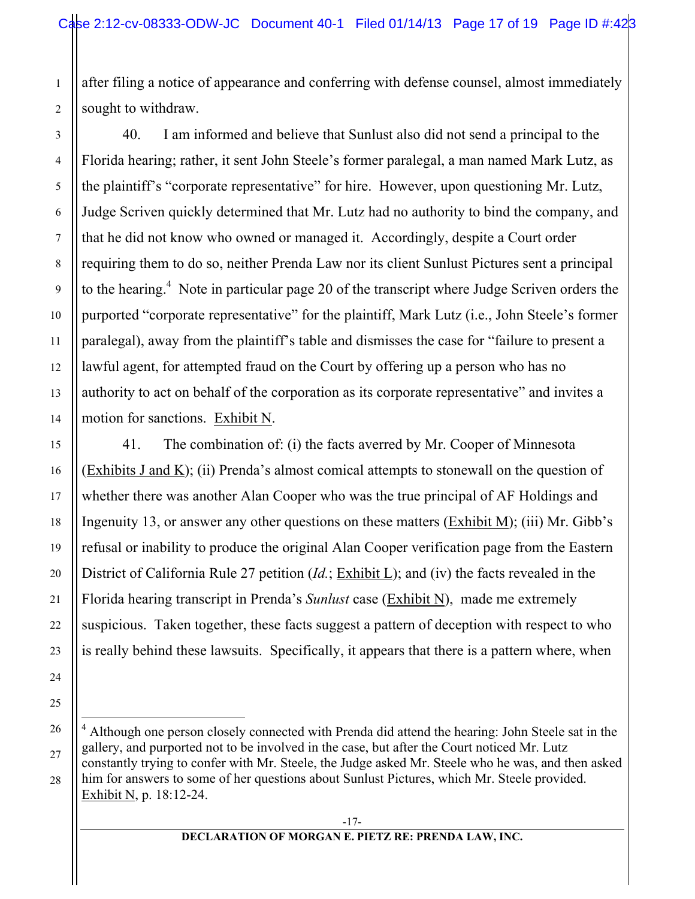after filing a notice of appearance and conferring with defense counsel, almost immediately sought to withdraw.

40. I am informed and believe that Sunlust also did not send a principal to the Florida hearing; rather, it sent John Steele's former paralegal, a man named Mark Lutz, as the plaintiff's "corporate representative" for hire. However, upon questioning Mr. Lutz, Judge Scriven quickly determined that Mr. Lutz had no authority to bind the company, and that he did not know who owned or managed it. Accordingly, despite a Court order requiring them to do so, neither Prenda Law nor its client Sunlust Pictures sent a principal to the hearing.[4] Note in particular page 20 of the transcript where Judge Scriven orders the purported "corporate representative" for the plaintiff, Mark Lutz (i.e., John Steele's former paralegal), away from the plaintiff's table and dismisses the case for "failure to present a lawful agent, for attempted fraud on the Court by offering up a person who has no authority to act on behalf of the corporation as its corporate representative" and invites a motion for sanctions. Exhibit N.

41. The combination of: (i) the facts averred by Mr. Cooper of Minnesota (Exhibits J and K); (ii) Prenda's almost comical attempts to stonewall on the question of whether there was another Alan Cooper who was the true principal of AF Holdings and Ingenuity 13, or answer any other questions on these matters (Exhibit M); (iii) Mr. Gibb's refusal or inability to produce the original Alan Cooper verification page from the Eastern District of California Rule 27 petition (*Id.*; Exhibit L); and (iv) the facts revealed in the Florida hearing transcript in Prenda's *Sunlust* case (Exhibit N), made me extremely suspicious. Taken together, these facts suggest a pattern of deception with respect to who is really behind these lawsuits. Specifically, it appears that there is a pattern where, when

---

[4] Although one person closely connected with Prenda did attend the hearing: John Steele sat in the gallery, and purported not to be involved in the case, but after the Court noticed Mr. Lutz constantly trying to confer with Mr. Steele, the Judge asked Mr. Steele who he was, and then asked him for answers to some of her questions about Sunlust Pictures, which Mr. Steele provided. Exhibit N, p. 18:12-24.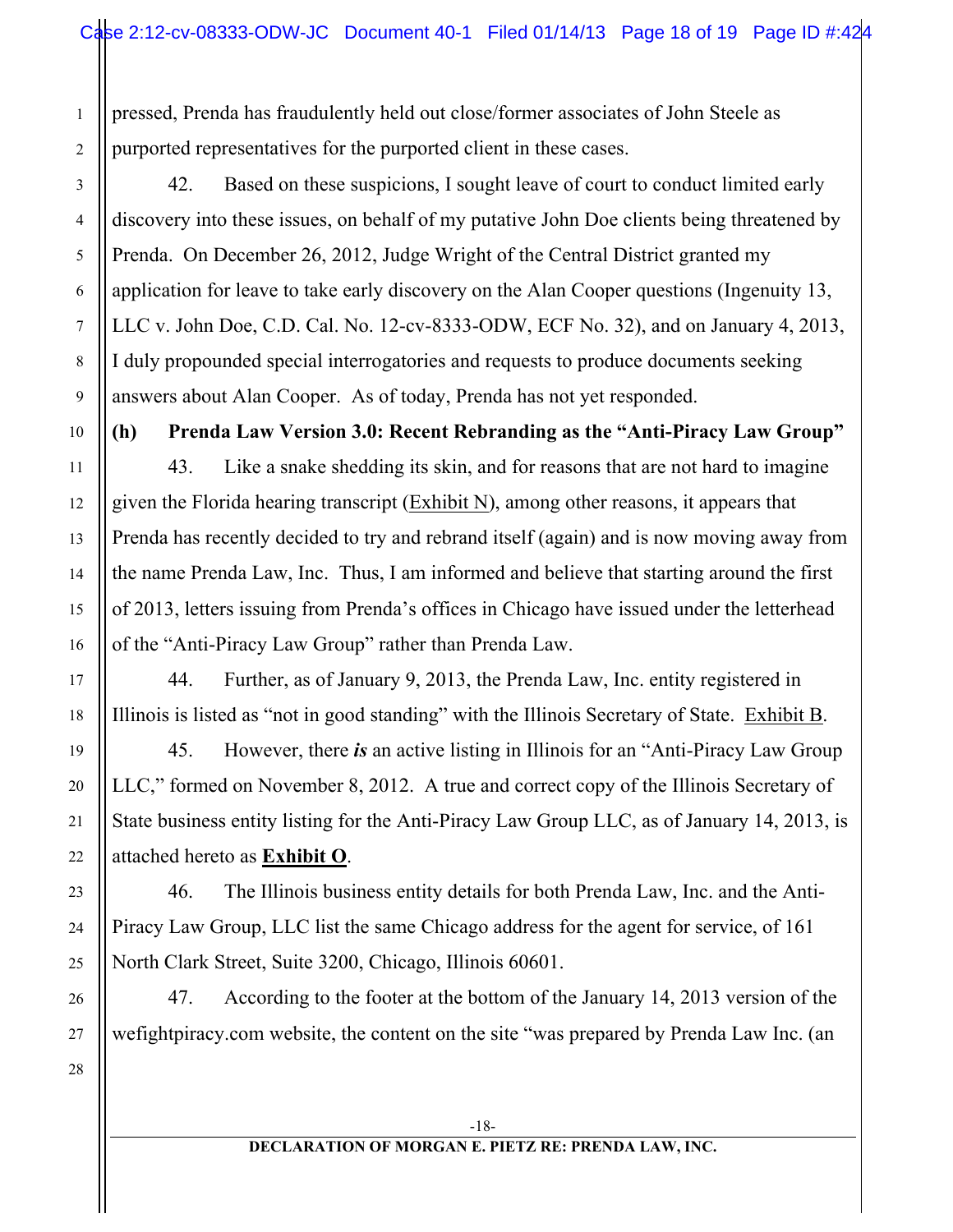pressed, Prenda has fraudulently held out close/former associates of John Steele as purported representatives for the purported client in these cases.

42. Based on these suspicions, I sought leave of court to conduct limited early discovery into these issues, on behalf of my putative John Doe clients being threatened by Prenda. On December 26, 2012, Judge Wright of the Central District granted my application for leave to take early discovery on the Alan Cooper questions (Ingenuity 13, LLC v. John Doe, C.D. Cal. No. 12-cv-8333-ODW, ECF No. 32), and on January 4, 2013, I duly propounded special interrogatories and requests to produce documents seeking answers about Alan Cooper. As of today, Prenda has not yet responded.

**(h) Prenda Law Version 3.0: Recent Rebranding as the "Anti-Piracy Law Group"**

43. Like a snake shedding its skin, and for reasons that are not hard to imagine given the Florida hearing transcript (Exhibit N), among other reasons, it appears that Prenda has recently decided to try and rebrand itself (again) and is now moving away from the name Prenda Law, Inc. Thus, I am informed and believe that starting around the first of 2013, letters issuing from Prenda's offices in Chicago have issued under the letterhead of the "Anti-Piracy Law Group" rather than Prenda Law.

44. Further, as of January 9, 2013, the Prenda Law, Inc. entity registered in Illinois is listed as "not in good standing" with the Illinois Secretary of State. Exhibit B.

45. However, there ***is*** an active listing in Illinois for an "Anti-Piracy Law Group LLC," formed on November 8, 2012. A true and correct copy of the Illinois Secretary of State business entity listing for the Anti-Piracy Law Group LLC, as of January 14, 2013, is attached hereto as **Exhibit O**.

46. The Illinois business entity details for both Prenda Law, Inc. and the Anti-Piracy Law Group, LLC list the same Chicago address for the agent for service, of 161 North Clark Street, Suite 3200, Chicago, Illinois 60601.

47. According to the footer at the bottom of the January 14, 2013 version of the wefightpiracy.com website, the content on the site "was prepared by Prenda Law Inc. (an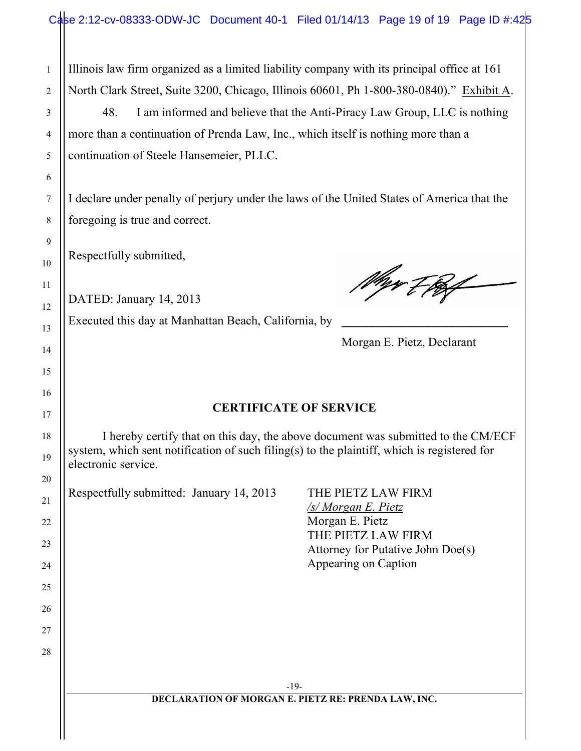Illinois law firm organized as a limited liability company with its principal office at 161 North Clark Street, Suite 3200, Chicago, Illinois 60601, Ph 1-800-380-0840)." Exhibit A.

48. I am informed and believe that the Anti-Piracy Law Group, LLC is nothing more than a continuation of Prenda Law, Inc., which itself is nothing more than a continuation of Steele Hansemeier, PLLC.

I declare under penalty of perjury under the laws of the United States of America that the foregoing is true and correct.

Respectfully submitted,

DATED: January 14, 2013

Executed this day at Manhattan Beach, California, by ___________________________

Morgan E. Pietz, Declarant

**CERTIFICATE OF SERVICE**

I hereby certify that on this day, the above document was submitted to the CM/ECF system, which sent notification of such filing(s) to the plaintiff, which is registered for electronic service.

Respectfully submitted: January 14, 2013

THE PIETZ LAW FIRM
*/s/ Morgan E. Pietz*
Morgan E. Pietz
THE PIETZ LAW FIRM
Attorney for Putative John Doe(s)
Appearing on Caption

**DECLARATION OF MORGAN E. PIETZ RE: PRENDA LAW, INC.**